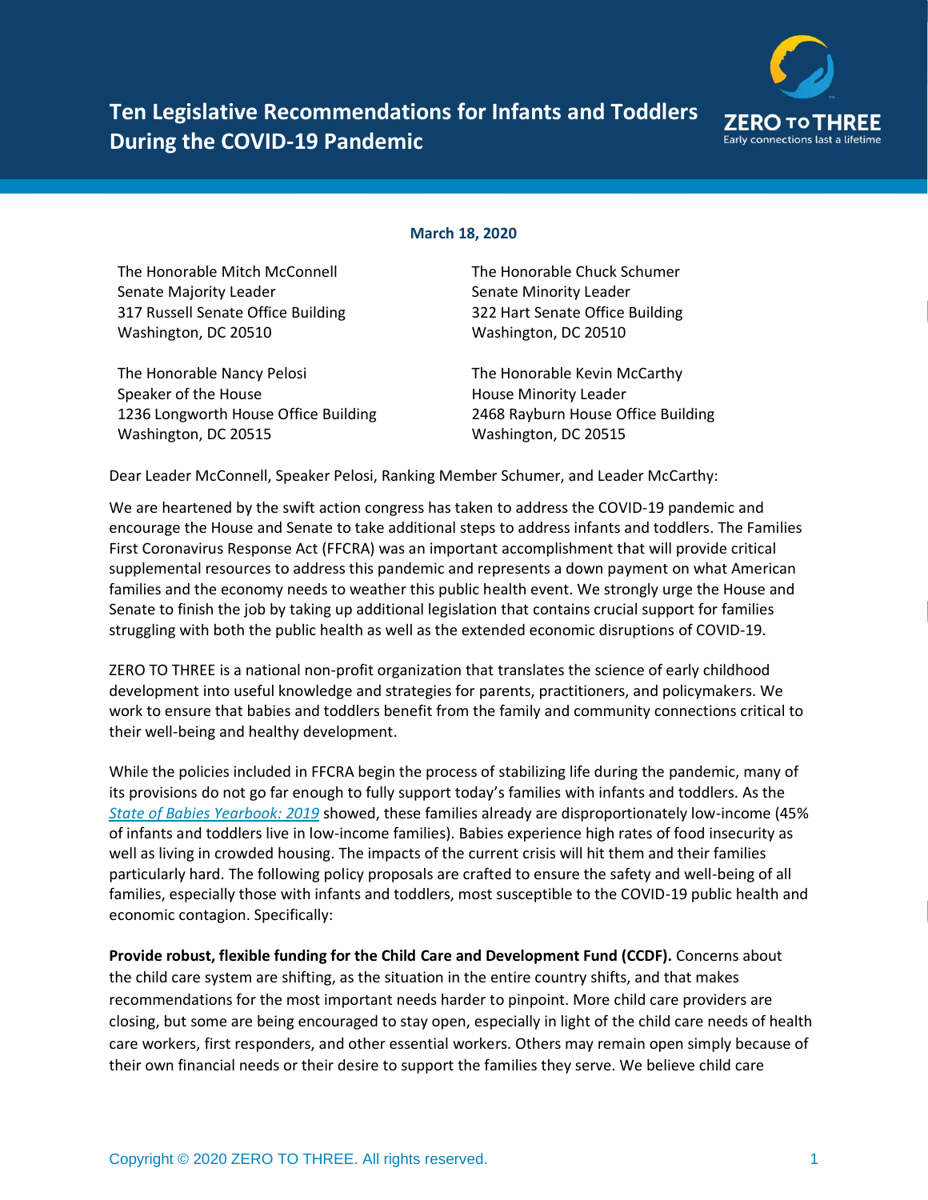# Ten Legislative Recommendations for Infants and Toddlers During the COVID-19 Pandemic

**March 18, 2020**

The Honorable Mitch McConnell
Senate Majority Leader
317 Russell Senate Office Building
Washington, DC 20510

The Honorable Chuck Schumer
Senate Minority Leader
322 Hart Senate Office Building
Washington, DC 20510

The Honorable Nancy Pelosi
Speaker of the House
1236 Longworth House Office Building
Washington, DC 20515

The Honorable Kevin McCarthy
House Minority Leader
2468 Rayburn House Office Building
Washington, DC 20515

Dear Leader McConnell, Speaker Pelosi, Ranking Member Schumer, and Leader McCarthy:

We are heartened by the swift action congress has taken to address the COVID-19 pandemic and encourage the House and Senate to take additional steps to address infants and toddlers. The Families First Coronavirus Response Act (FFCRA) was an important accomplishment that will provide critical supplemental resources to address this pandemic and represents a down payment on what American families and the economy needs to weather this public health event. We strongly urge the House and Senate to finish the job by taking up additional legislation that contains crucial support for families struggling with both the public health as well as the extended economic disruptions of COVID-19.

ZERO TO THREE is a national non-profit organization that translates the science of early childhood development into useful knowledge and strategies for parents, practitioners, and policymakers. We work to ensure that babies and toddlers benefit from the family and community connections critical to their well-being and healthy development.

While the policies included in FFCRA begin the process of stabilizing life during the pandemic, many of its provisions do not go far enough to fully support today's families with infants and toddlers. As the *State of Babies Yearbook: 2019* showed, these families already are disproportionately low-income (45% of infants and toddlers live in low-income families). Babies experience high rates of food insecurity as well as living in crowded housing. The impacts of the current crisis will hit them and their families particularly hard. The following policy proposals are crafted to ensure the safety and well-being of all families, especially those with infants and toddlers, most susceptible to the COVID-19 public health and economic contagion. Specifically:

**Provide robust, flexible funding for the Child Care and Development Fund (CCDF).** Concerns about the child care system are shifting, as the situation in the entire country shifts, and that makes recommendations for the most important needs harder to pinpoint. More child care providers are closing, but some are being encouraged to stay open, especially in light of the child care needs of health care workers, first responders, and other essential workers. Others may remain open simply because of their own financial needs or their desire to support the families they serve. We believe child care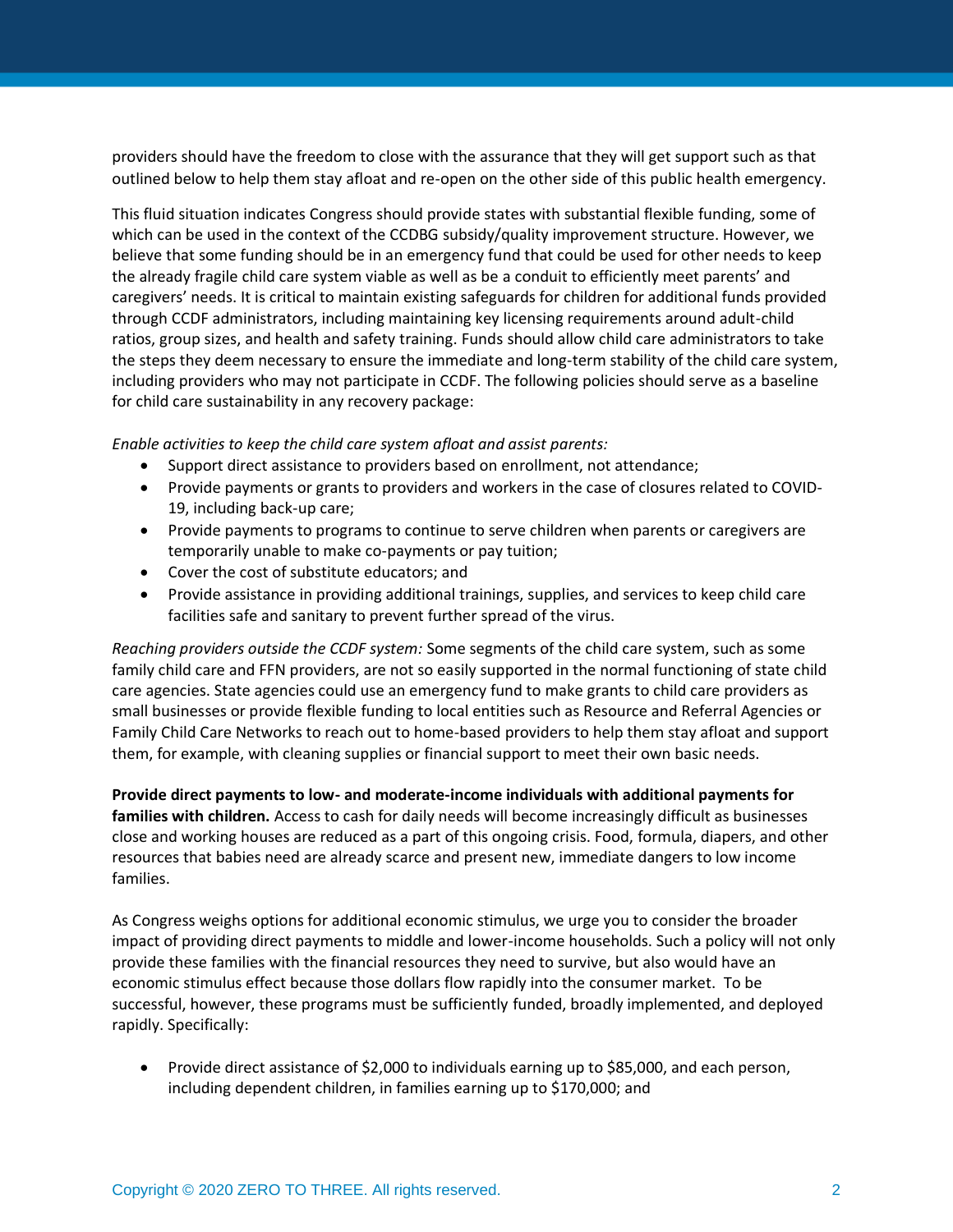providers should have the freedom to close with the assurance that they will get support such as that outlined below to help them stay afloat and re-open on the other side of this public health emergency.

This fluid situation indicates Congress should provide states with substantial flexible funding, some of which can be used in the context of the CCDBG subsidy/quality improvement structure. However, we believe that some funding should be in an emergency fund that could be used for other needs to keep the already fragile child care system viable as well as be a conduit to efficiently meet parents' and caregivers' needs. It is critical to maintain existing safeguards for children for additional funds provided through CCDF administrators, including maintaining key licensing requirements around adult-child ratios, group sizes, and health and safety training. Funds should allow child care administrators to take the steps they deem necessary to ensure the immediate and long-term stability of the child care system, including providers who may not participate in CCDF. The following policies should serve as a baseline for child care sustainability in any recovery package:

*Enable activities to keep the child care system afloat and assist parents:*

- Support direct assistance to providers based on enrollment, not attendance;
- Provide payments or grants to providers and workers in the case of closures related to COVID-19, including back-up care;
- Provide payments to programs to continue to serve children when parents or caregivers are temporarily unable to make co-payments or pay tuition;
- Cover the cost of substitute educators; and
- Provide assistance in providing additional trainings, supplies, and services to keep child care facilities safe and sanitary to prevent further spread of the virus.

*Reaching providers outside the CCDF system:* Some segments of the child care system, such as some family child care and FFN providers, are not so easily supported in the normal functioning of state child care agencies. State agencies could use an emergency fund to make grants to child care providers as small businesses or provide flexible funding to local entities such as Resource and Referral Agencies or Family Child Care Networks to reach out to home-based providers to help them stay afloat and support them, for example, with cleaning supplies or financial support to meet their own basic needs.

**Provide direct payments to low- and moderate-income individuals with additional payments for families with children.** Access to cash for daily needs will become increasingly difficult as businesses close and working houses are reduced as a part of this ongoing crisis. Food, formula, diapers, and other resources that babies need are already scarce and present new, immediate dangers to low income families.

As Congress weighs options for additional economic stimulus, we urge you to consider the broader impact of providing direct payments to middle and lower-income households. Such a policy will not only provide these families with the financial resources they need to survive, but also would have an economic stimulus effect because those dollars flow rapidly into the consumer market. To be successful, however, these programs must be sufficiently funded, broadly implemented, and deployed rapidly. Specifically:

- Provide direct assistance of $2,000 to individuals earning up to $85,000, and each person, including dependent children, in families earning up to $170,000; and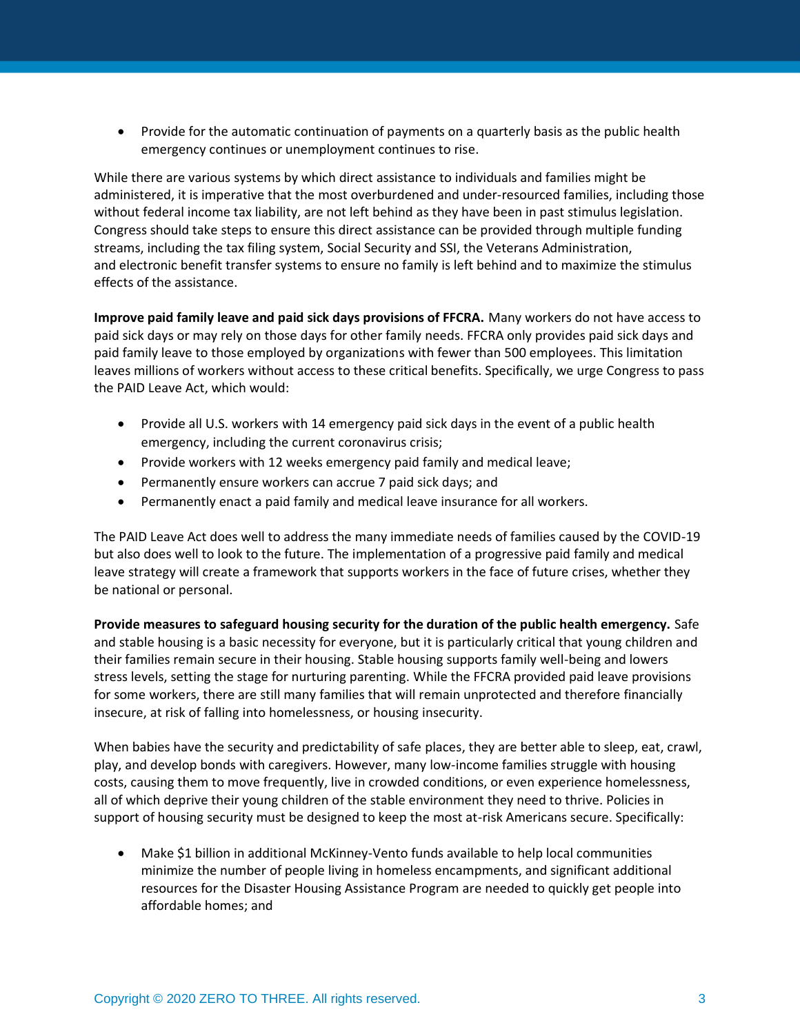- Provide for the automatic continuation of payments on a quarterly basis as the public health emergency continues or unemployment continues to rise.

While there are various systems by which direct assistance to individuals and families might be administered, it is imperative that the most overburdened and under-resourced families, including those without federal income tax liability, are not left behind as they have been in past stimulus legislation. Congress should take steps to ensure this direct assistance can be provided through multiple funding streams, including the tax filing system, Social Security and SSI, the Veterans Administration, and electronic benefit transfer systems to ensure no family is left behind and to maximize the stimulus effects of the assistance.

**Improve paid family leave and paid sick days provisions of FFCRA.** Many workers do not have access to paid sick days or may rely on those days for other family needs. FFCRA only provides paid sick days and paid family leave to those employed by organizations with fewer than 500 employees. This limitation leaves millions of workers without access to these critical benefits. Specifically, we urge Congress to pass the PAID Leave Act, which would:

- Provide all U.S. workers with 14 emergency paid sick days in the event of a public health emergency, including the current coronavirus crisis;
- Provide workers with 12 weeks emergency paid family and medical leave;
- Permanently ensure workers can accrue 7 paid sick days; and
- Permanently enact a paid family and medical leave insurance for all workers.

The PAID Leave Act does well to address the many immediate needs of families caused by the COVID-19 but also does well to look to the future. The implementation of a progressive paid family and medical leave strategy will create a framework that supports workers in the face of future crises, whether they be national or personal.

**Provide measures to safeguard housing security for the duration of the public health emergency.** Safe and stable housing is a basic necessity for everyone, but it is particularly critical that young children and their families remain secure in their housing. Stable housing supports family well-being and lowers stress levels, setting the stage for nurturing parenting. While the FFCRA provided paid leave provisions for some workers, there are still many families that will remain unprotected and therefore financially insecure, at risk of falling into homelessness, or housing insecurity.

When babies have the security and predictability of safe places, they are better able to sleep, eat, crawl, play, and develop bonds with caregivers. However, many low-income families struggle with housing costs, causing them to move frequently, live in crowded conditions, or even experience homelessness, all of which deprive their young children of the stable environment they need to thrive. Policies in support of housing security must be designed to keep the most at-risk Americans secure. Specifically:

- Make $1 billion in additional McKinney-Vento funds available to help local communities minimize the number of people living in homeless encampments, and significant additional resources for the Disaster Housing Assistance Program are needed to quickly get people into affordable homes; and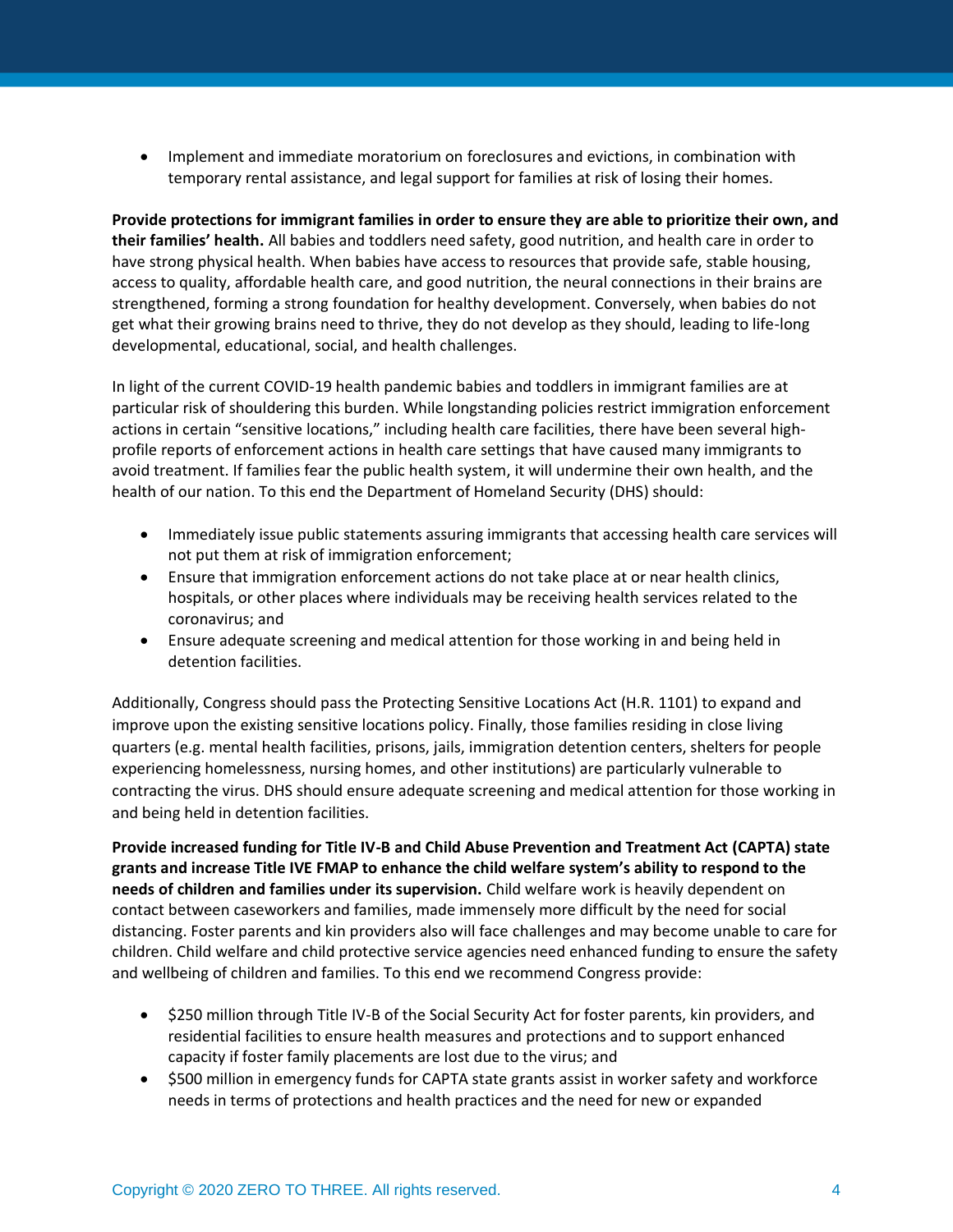- Implement and immediate moratorium on foreclosures and evictions, in combination with temporary rental assistance, and legal support for families at risk of losing their homes.

**Provide protections for immigrant families in order to ensure they are able to prioritize their own, and their families' health.** All babies and toddlers need safety, good nutrition, and health care in order to have strong physical health. When babies have access to resources that provide safe, stable housing, access to quality, affordable health care, and good nutrition, the neural connections in their brains are strengthened, forming a strong foundation for healthy development. Conversely, when babies do not get what their growing brains need to thrive, they do not develop as they should, leading to life-long developmental, educational, social, and health challenges.

In light of the current COVID-19 health pandemic babies and toddlers in immigrant families are at particular risk of shouldering this burden. While longstanding policies restrict immigration enforcement actions in certain "sensitive locations," including health care facilities, there have been several high-profile reports of enforcement actions in health care settings that have caused many immigrants to avoid treatment. If families fear the public health system, it will undermine their own health, and the health of our nation. To this end the Department of Homeland Security (DHS) should:

- Immediately issue public statements assuring immigrants that accessing health care services will not put them at risk of immigration enforcement;
- Ensure that immigration enforcement actions do not take place at or near health clinics, hospitals, or other places where individuals may be receiving health services related to the coronavirus; and
- Ensure adequate screening and medical attention for those working in and being held in detention facilities.

Additionally, Congress should pass the Protecting Sensitive Locations Act (H.R. 1101) to expand and improve upon the existing sensitive locations policy. Finally, those families residing in close living quarters (e.g. mental health facilities, prisons, jails, immigration detention centers, shelters for people experiencing homelessness, nursing homes, and other institutions) are particularly vulnerable to contracting the virus. DHS should ensure adequate screening and medical attention for those working in and being held in detention facilities.

**Provide increased funding for Title IV-B and Child Abuse Prevention and Treatment Act (CAPTA) state grants and increase Title IVE FMAP to enhance the child welfare system's ability to respond to the needs of children and families under its supervision.** Child welfare work is heavily dependent on contact between caseworkers and families, made immensely more difficult by the need for social distancing. Foster parents and kin providers also will face challenges and may become unable to care for children. Child welfare and child protective service agencies need enhanced funding to ensure the safety and wellbeing of children and families. To this end we recommend Congress provide:

- $250 million through Title IV-B of the Social Security Act for foster parents, kin providers, and residential facilities to ensure health measures and protections and to support enhanced capacity if foster family placements are lost due to the virus; and
- $500 million in emergency funds for CAPTA state grants assist in worker safety and workforce needs in terms of protections and health practices and the need for new or expanded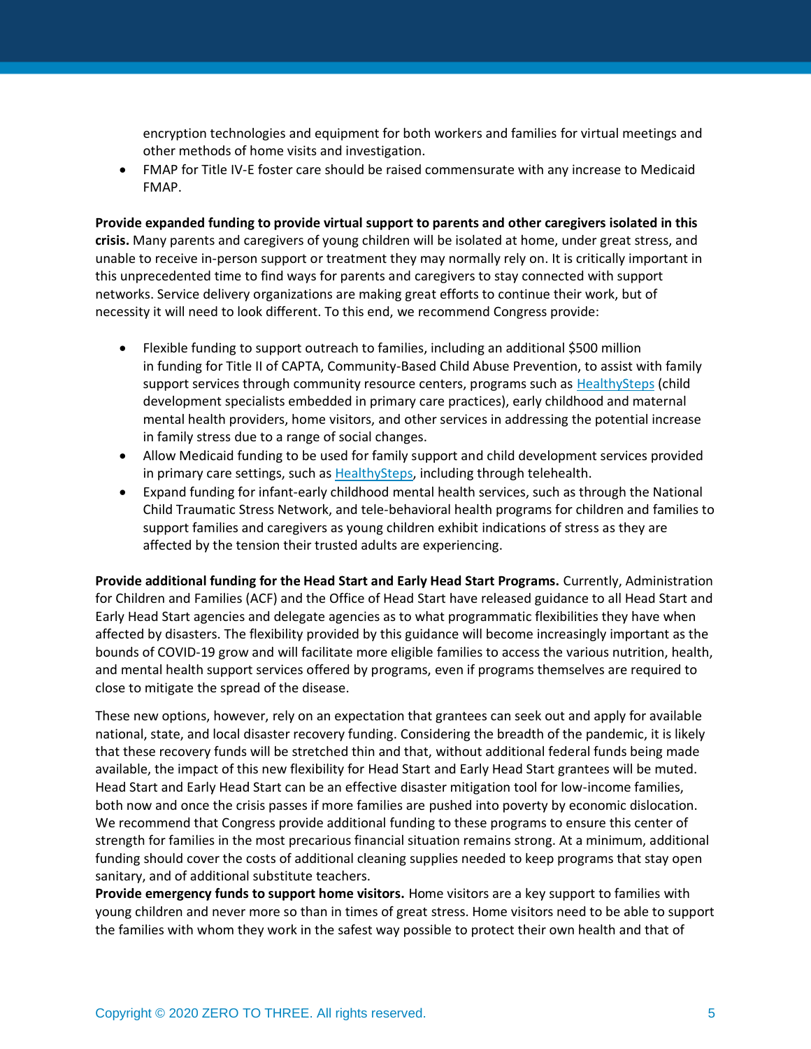encryption technologies and equipment for both workers and families for virtual meetings and other methods of home visits and investigation.

- FMAP for Title IV-E foster care should be raised commensurate with any increase to Medicaid FMAP.

**Provide expanded funding to provide virtual support to parents and other caregivers isolated in this crisis.** Many parents and caregivers of young children will be isolated at home, under great stress, and unable to receive in-person support or treatment they may normally rely on. It is critically important in this unprecedented time to find ways for parents and caregivers to stay connected with support networks. Service delivery organizations are making great efforts to continue their work, but of necessity it will need to look different. To this end, we recommend Congress provide:

- Flexible funding to support outreach to families, including an additional $500 million in funding for Title II of CAPTA, Community-Based Child Abuse Prevention, to assist with family support services through community resource centers, programs such as HealthySteps (child development specialists embedded in primary care practices), early childhood and maternal mental health providers, home visitors, and other services in addressing the potential increase in family stress due to a range of social changes.
- Allow Medicaid funding to be used for family support and child development services provided in primary care settings, such as HealthySteps, including through telehealth.
- Expand funding for infant-early childhood mental health services, such as through the National Child Traumatic Stress Network, and tele-behavioral health programs for children and families to support families and caregivers as young children exhibit indications of stress as they are affected by the tension their trusted adults are experiencing.

**Provide additional funding for the Head Start and Early Head Start Programs.** Currently, Administration for Children and Families (ACF) and the Office of Head Start have released guidance to all Head Start and Early Head Start agencies and delegate agencies as to what programmatic flexibilities they have when affected by disasters. The flexibility provided by this guidance will become increasingly important as the bounds of COVID-19 grow and will facilitate more eligible families to access the various nutrition, health, and mental health support services offered by programs, even if programs themselves are required to close to mitigate the spread of the disease.

These new options, however, rely on an expectation that grantees can seek out and apply for available national, state, and local disaster recovery funding. Considering the breadth of the pandemic, it is likely that these recovery funds will be stretched thin and that, without additional federal funds being made available, the impact of this new flexibility for Head Start and Early Head Start grantees will be muted. Head Start and Early Head Start can be an effective disaster mitigation tool for low-income families, both now and once the crisis passes if more families are pushed into poverty by economic dislocation. We recommend that Congress provide additional funding to these programs to ensure this center of strength for families in the most precarious financial situation remains strong. At a minimum, additional funding should cover the costs of additional cleaning supplies needed to keep programs that stay open sanitary, and of additional substitute teachers.

**Provide emergency funds to support home visitors.** Home visitors are a key support to families with young children and never more so than in times of great stress. Home visitors need to be able to support the families with whom they work in the safest way possible to protect their own health and that of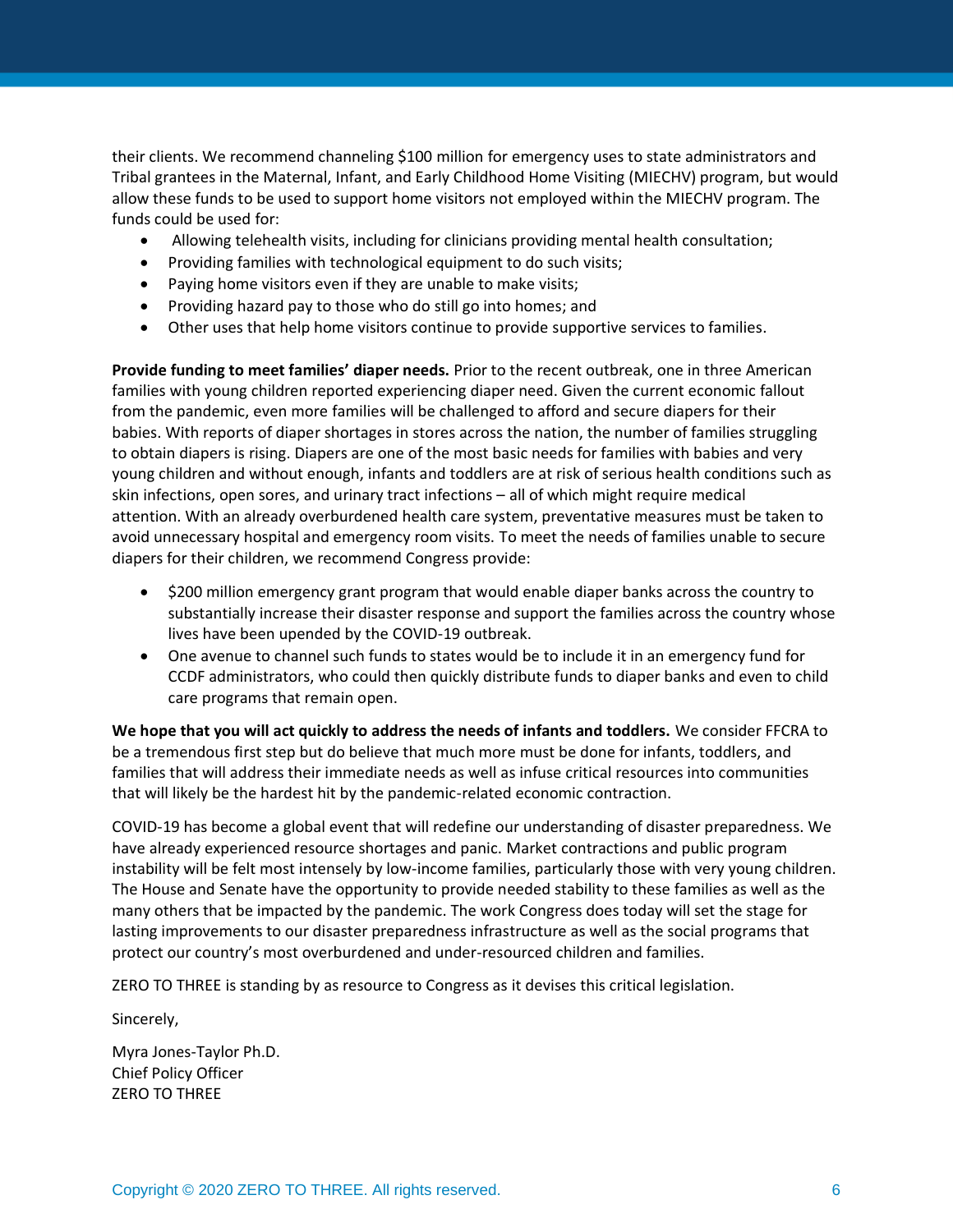their clients. We recommend channeling $100 million for emergency uses to state administrators and Tribal grantees in the Maternal, Infant, and Early Childhood Home Visiting (MIECHV) program, but would allow these funds to be used to support home visitors not employed within the MIECHV program. The funds could be used for:

- Allowing telehealth visits, including for clinicians providing mental health consultation;
- Providing families with technological equipment to do such visits;
- Paying home visitors even if they are unable to make visits;
- Providing hazard pay to those who do still go into homes; and
- Other uses that help home visitors continue to provide supportive services to families.

**Provide funding to meet families' diaper needs.** Prior to the recent outbreak, one in three American families with young children reported experiencing diaper need. Given the current economic fallout from the pandemic, even more families will be challenged to afford and secure diapers for their babies. With reports of diaper shortages in stores across the nation, the number of families struggling to obtain diapers is rising. Diapers are one of the most basic needs for families with babies and very young children and without enough, infants and toddlers are at risk of serious health conditions such as skin infections, open sores, and urinary tract infections – all of which might require medical attention. With an already overburdened health care system, preventative measures must be taken to avoid unnecessary hospital and emergency room visits. To meet the needs of families unable to secure diapers for their children, we recommend Congress provide:

- $200 million emergency grant program that would enable diaper banks across the country to substantially increase their disaster response and support the families across the country whose lives have been upended by the COVID-19 outbreak.
- One avenue to channel such funds to states would be to include it in an emergency fund for CCDF administrators, who could then quickly distribute funds to diaper banks and even to child care programs that remain open.

**We hope that you will act quickly to address the needs of infants and toddlers.** We consider FFCRA to be a tremendous first step but do believe that much more must be done for infants, toddlers, and families that will address their immediate needs as well as infuse critical resources into communities that will likely be the hardest hit by the pandemic-related economic contraction.

COVID-19 has become a global event that will redefine our understanding of disaster preparedness. We have already experienced resource shortages and panic. Market contractions and public program instability will be felt most intensely by low-income families, particularly those with very young children. The House and Senate have the opportunity to provide needed stability to these families as well as the many others that be impacted by the pandemic. The work Congress does today will set the stage for lasting improvements to our disaster preparedness infrastructure as well as the social programs that protect our country's most overburdened and under-resourced children and families.

ZERO TO THREE is standing by as resource to Congress as it devises this critical legislation.

Sincerely,

Myra Jones-Taylor Ph.D.
Chief Policy Officer
ZERO TO THREE

Copyright © 2020 ZERO TO THREE. All rights reserved.